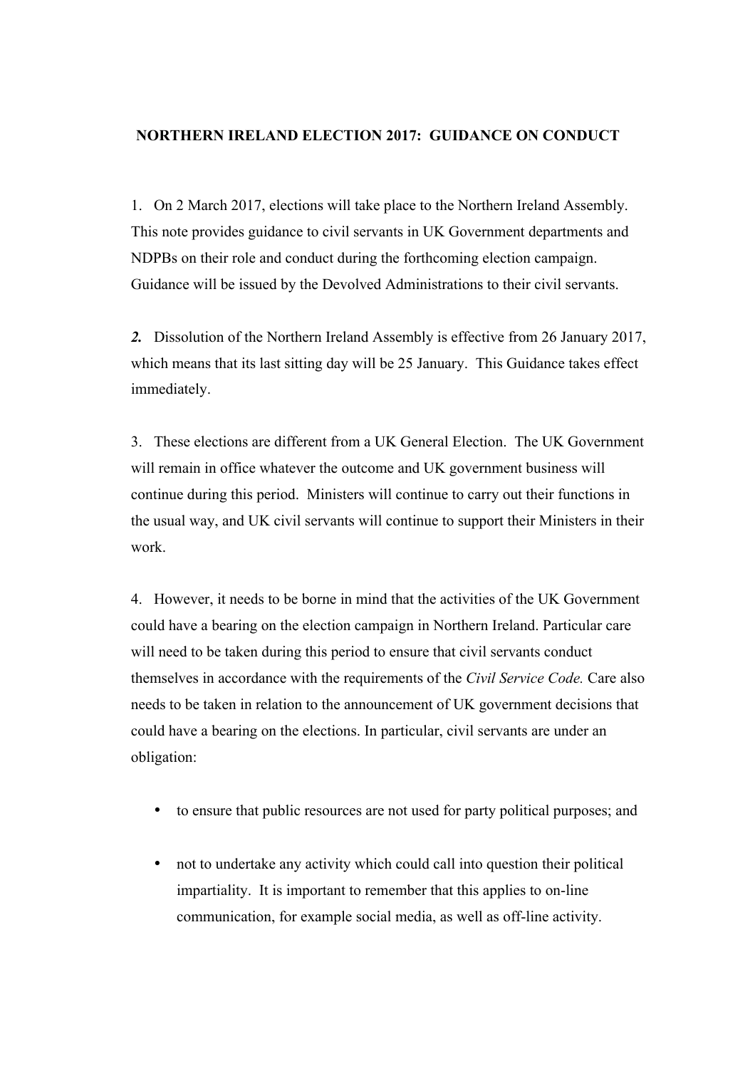# NORTHERN IRELAND ELECTION 2017: GUIDANCE ON CONDUCT

1. On 2 March 2017, elections will take place to the Northern Ireland Assembly. This note provides guidance to civil servants in UK Government departments and NDPBs on their role and conduct during the forthcoming election campaign. Guidance will be issued by the Devolved Administrations to their civil servants.

***2.*** Dissolution of the Northern Ireland Assembly is effective from 26 January 2017, which means that its last sitting day will be 25 January. This Guidance takes effect immediately.

3. These elections are different from a UK General Election. The UK Government will remain in office whatever the outcome and UK government business will continue during this period. Ministers will continue to carry out their functions in the usual way, and UK civil servants will continue to support their Ministers in their work.

4. However, it needs to be borne in mind that the activities of the UK Government could have a bearing on the election campaign in Northern Ireland. Particular care will need to be taken during this period to ensure that civil servants conduct themselves in accordance with the requirements of the *Civil Service Code.* Care also needs to be taken in relation to the announcement of UK government decisions that could have a bearing on the elections. In particular, civil servants are under an obligation:

- to ensure that public resources are not used for party political purposes; and
- not to undertake any activity which could call into question their political impartiality. It is important to remember that this applies to on-line communication, for example social media, as well as off-line activity.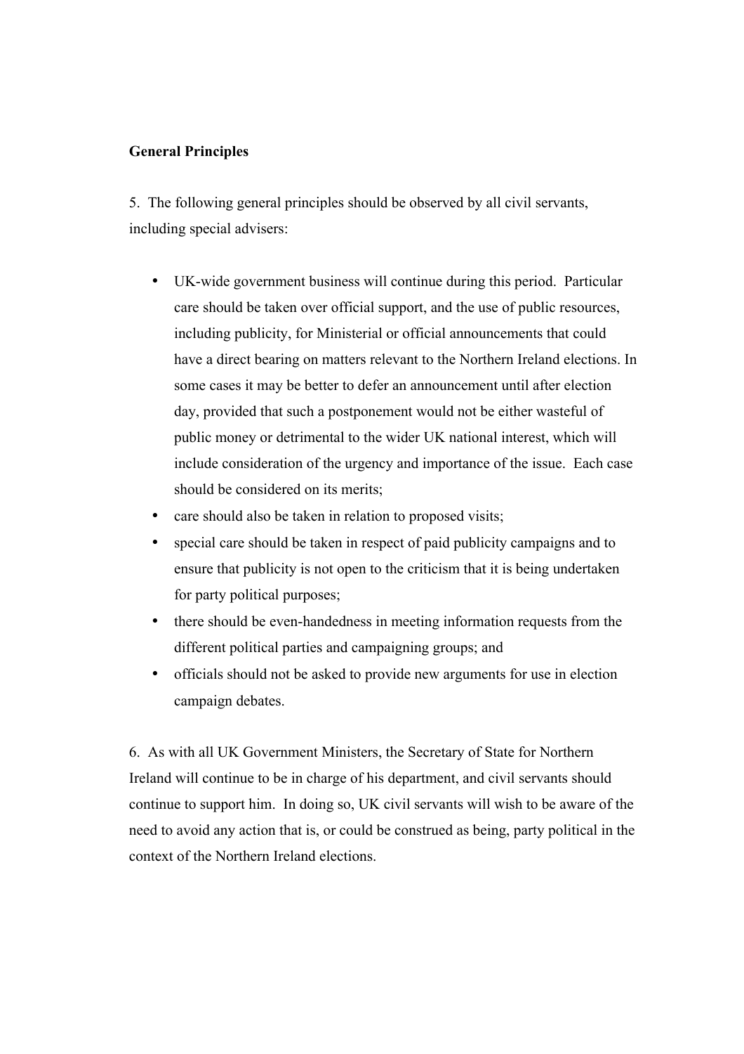**General Principles**

5. The following general principles should be observed by all civil servants, including special advisers:

- UK-wide government business will continue during this period. Particular care should be taken over official support, and the use of public resources, including publicity, for Ministerial or official announcements that could have a direct bearing on matters relevant to the Northern Ireland elections. In some cases it may be better to defer an announcement until after election day, provided that such a postponement would not be either wasteful of public money or detrimental to the wider UK national interest, which will include consideration of the urgency and importance of the issue. Each case should be considered on its merits;
- care should also be taken in relation to proposed visits;
- special care should be taken in respect of paid publicity campaigns and to ensure that publicity is not open to the criticism that it is being undertaken for party political purposes;
- there should be even-handedness in meeting information requests from the different political parties and campaigning groups; and
- officials should not be asked to provide new arguments for use in election campaign debates.

6. As with all UK Government Ministers, the Secretary of State for Northern Ireland will continue to be in charge of his department, and civil servants should continue to support him. In doing so, UK civil servants will wish to be aware of the need to avoid any action that is, or could be construed as being, party political in the context of the Northern Ireland elections.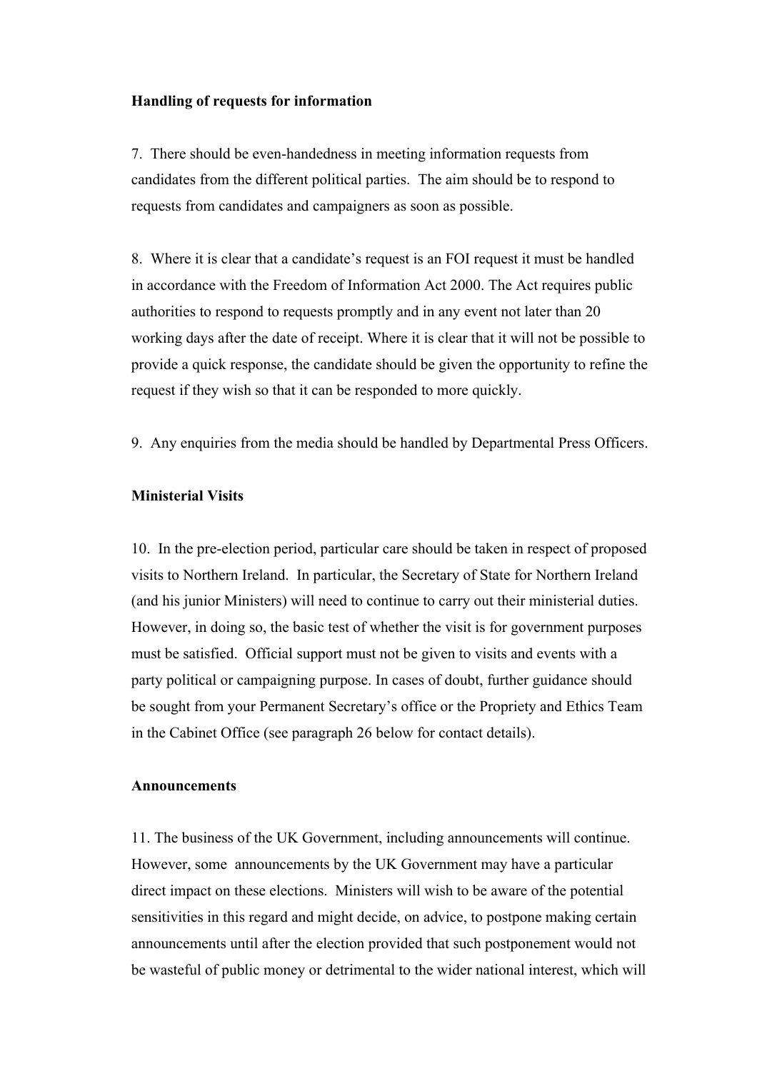**Handling of requests for information**

7. There should be even-handedness in meeting information requests from candidates from the different political parties. The aim should be to respond to requests from candidates and campaigners as soon as possible.

8. Where it is clear that a candidate's request is an FOI request it must be handled in accordance with the Freedom of Information Act 2000. The Act requires public authorities to respond to requests promptly and in any event not later than 20 working days after the date of receipt. Where it is clear that it will not be possible to provide a quick response, the candidate should be given the opportunity to refine the request if they wish so that it can be responded to more quickly.

9. Any enquiries from the media should be handled by Departmental Press Officers.

**Ministerial Visits**

10. In the pre-election period, particular care should be taken in respect of proposed visits to Northern Ireland. In particular, the Secretary of State for Northern Ireland (and his junior Ministers) will need to continue to carry out their ministerial duties. However, in doing so, the basic test of whether the visit is for government purposes must be satisfied. Official support must not be given to visits and events with a party political or campaigning purpose. In cases of doubt, further guidance should be sought from your Permanent Secretary's office or the Propriety and Ethics Team in the Cabinet Office (see paragraph 26 below for contact details).

**Announcements**

11. The business of the UK Government, including announcements will continue. However, some announcements by the UK Government may have a particular direct impact on these elections. Ministers will wish to be aware of the potential sensitivities in this regard and might decide, on advice, to postpone making certain announcements until after the election provided that such postponement would not be wasteful of public money or detrimental to the wider national interest, which will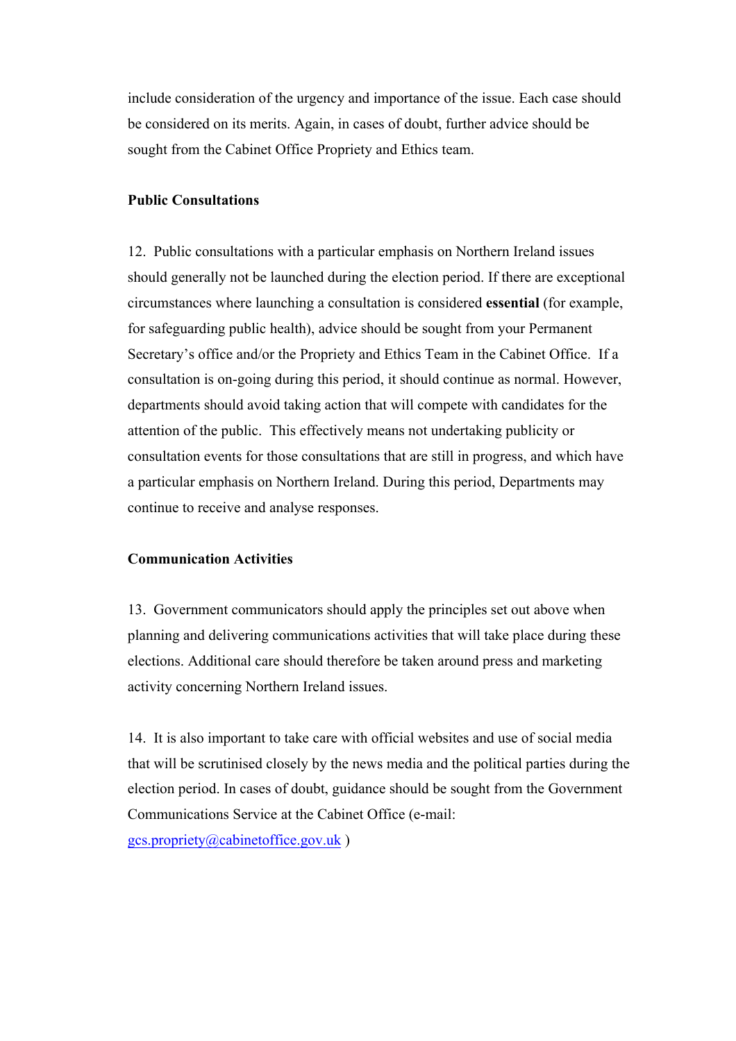include consideration of the urgency and importance of the issue. Each case should be considered on its merits. Again, in cases of doubt, further advice should be sought from the Cabinet Office Propriety and Ethics team.

**Public Consultations**

12. Public consultations with a particular emphasis on Northern Ireland issues should generally not be launched during the election period. If there are exceptional circumstances where launching a consultation is considered **essential** (for example, for safeguarding public health), advice should be sought from your Permanent Secretary's office and/or the Propriety and Ethics Team in the Cabinet Office. If a consultation is on-going during this period, it should continue as normal. However, departments should avoid taking action that will compete with candidates for the attention of the public. This effectively means not undertaking publicity or consultation events for those consultations that are still in progress, and which have a particular emphasis on Northern Ireland. During this period, Departments may continue to receive and analyse responses.

**Communication Activities**

13. Government communicators should apply the principles set out above when planning and delivering communications activities that will take place during these elections. Additional care should therefore be taken around press and marketing activity concerning Northern Ireland issues.

14. It is also important to take care with official websites and use of social media that will be scrutinised closely by the news media and the political parties during the election period. In cases of doubt, guidance should be sought from the Government Communications Service at the Cabinet Office (e-mail: gcs.propriety@cabinetoffice.gov.uk )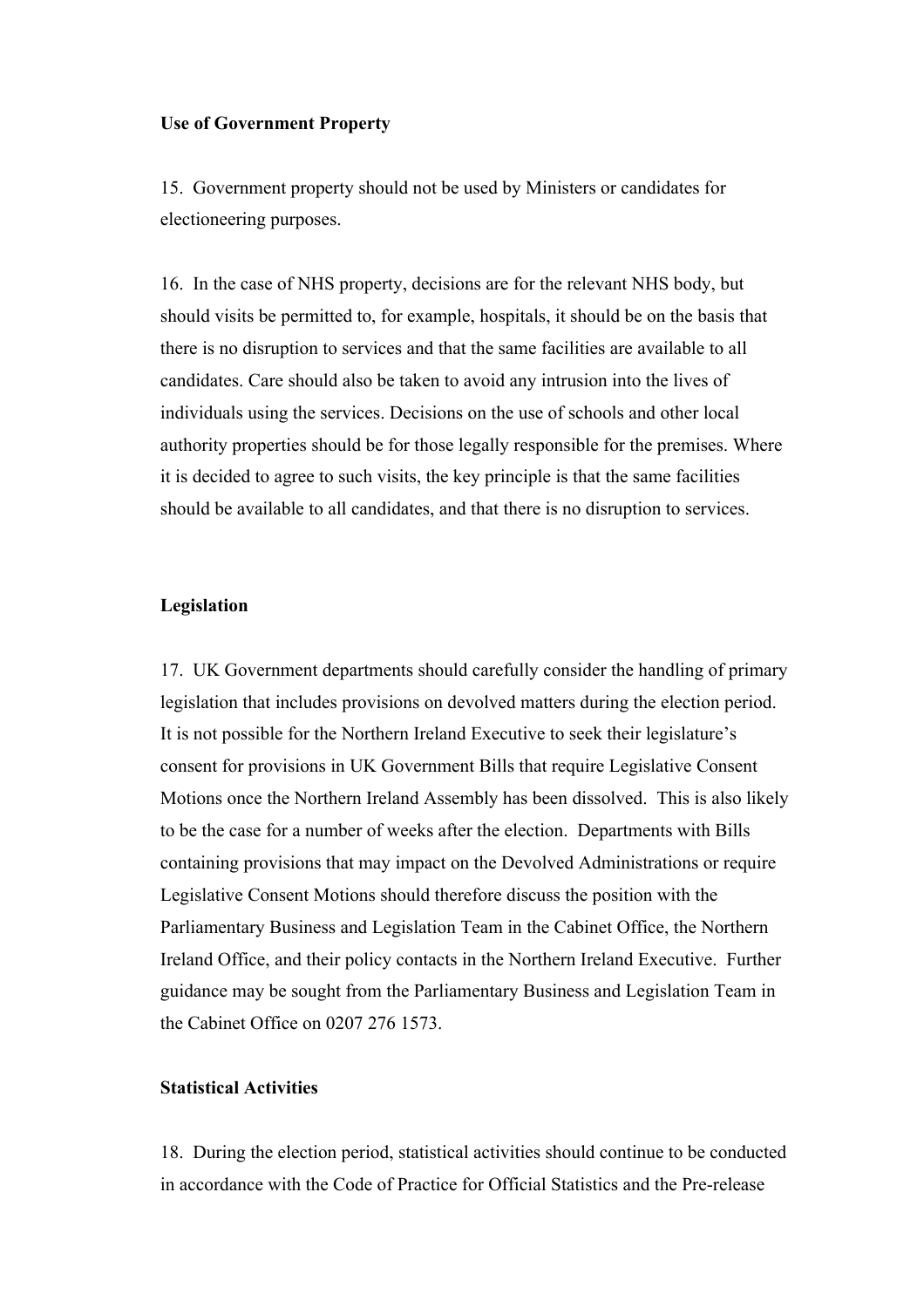**Use of Government Property**

15. Government property should not be used by Ministers or candidates for electioneering purposes.

16. In the case of NHS property, decisions are for the relevant NHS body, but should visits be permitted to, for example, hospitals, it should be on the basis that there is no disruption to services and that the same facilities are available to all candidates. Care should also be taken to avoid any intrusion into the lives of individuals using the services. Decisions on the use of schools and other local authority properties should be for those legally responsible for the premises. Where it is decided to agree to such visits, the key principle is that the same facilities should be available to all candidates, and that there is no disruption to services.

**Legislation**

17. UK Government departments should carefully consider the handling of primary legislation that includes provisions on devolved matters during the election period. It is not possible for the Northern Ireland Executive to seek their legislature's consent for provisions in UK Government Bills that require Legislative Consent Motions once the Northern Ireland Assembly has been dissolved. This is also likely to be the case for a number of weeks after the election. Departments with Bills containing provisions that may impact on the Devolved Administrations or require Legislative Consent Motions should therefore discuss the position with the Parliamentary Business and Legislation Team in the Cabinet Office, the Northern Ireland Office, and their policy contacts in the Northern Ireland Executive. Further guidance may be sought from the Parliamentary Business and Legislation Team in the Cabinet Office on 0207 276 1573.

**Statistical Activities**

18. During the election period, statistical activities should continue to be conducted in accordance with the Code of Practice for Official Statistics and the Pre-release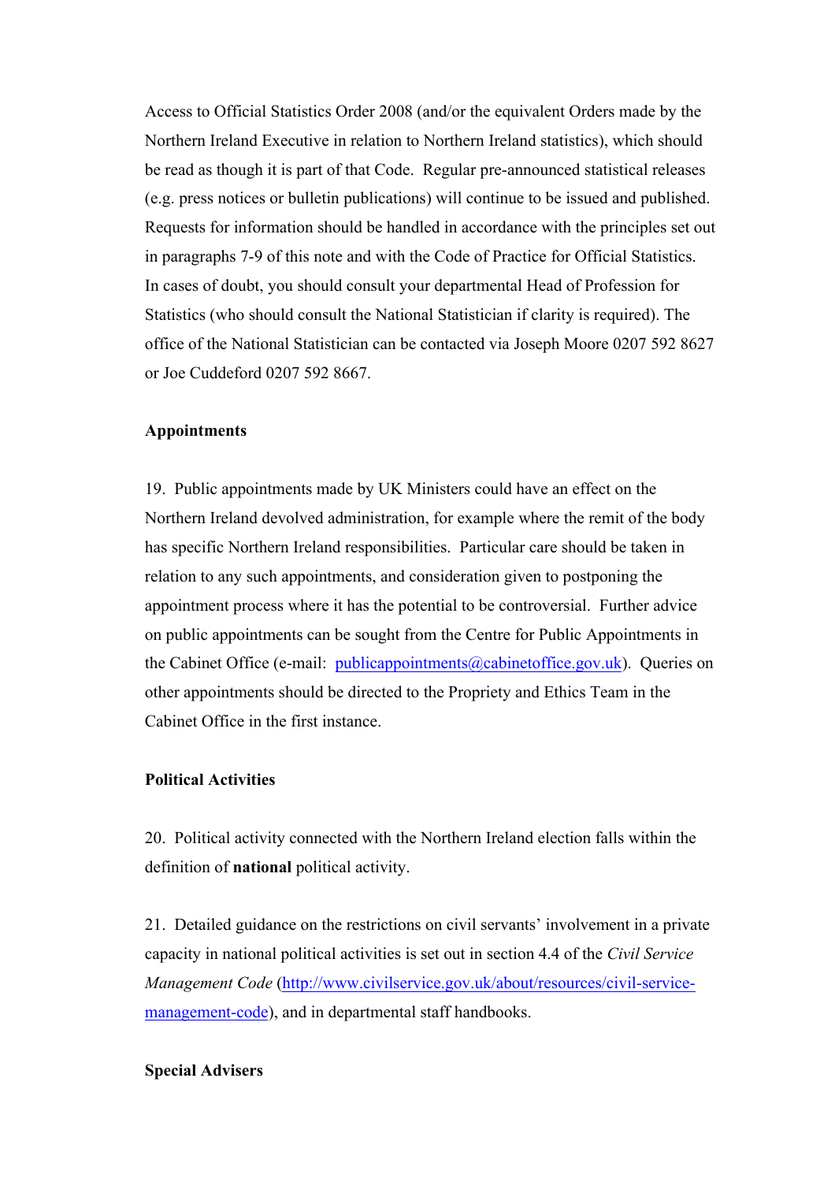Access to Official Statistics Order 2008 (and/or the equivalent Orders made by the Northern Ireland Executive in relation to Northern Ireland statistics), which should be read as though it is part of that Code. Regular pre-announced statistical releases (e.g. press notices or bulletin publications) will continue to be issued and published. Requests for information should be handled in accordance with the principles set out in paragraphs 7-9 of this note and with the Code of Practice for Official Statistics. In cases of doubt, you should consult your departmental Head of Profession for Statistics (who should consult the National Statistician if clarity is required). The office of the National Statistician can be contacted via Joseph Moore 0207 592 8627 or Joe Cuddeford 0207 592 8667.

**Appointments**

19. Public appointments made by UK Ministers could have an effect on the Northern Ireland devolved administration, for example where the remit of the body has specific Northern Ireland responsibilities. Particular care should be taken in relation to any such appointments, and consideration given to postponing the appointment process where it has the potential to be controversial. Further advice on public appointments can be sought from the Centre for Public Appointments in the Cabinet Office (e-mail: [publicappointments@cabinetoffice.gov.uk](mailto:publicappointments@cabinetoffice.gov.uk)). Queries on other appointments should be directed to the Propriety and Ethics Team in the Cabinet Office in the first instance.

**Political Activities**

20. Political activity connected with the Northern Ireland election falls within the definition of **national** political activity.

21. Detailed guidance on the restrictions on civil servants' involvement in a private capacity in national political activities is set out in section 4.4 of the *Civil Service Management Code* ([http://www.civilservice.gov.uk/about/resources/civil-service-management-code](http://www.civilservice.gov.uk/about/resources/civil-service-management-code)), and in departmental staff handbooks.

**Special Advisers**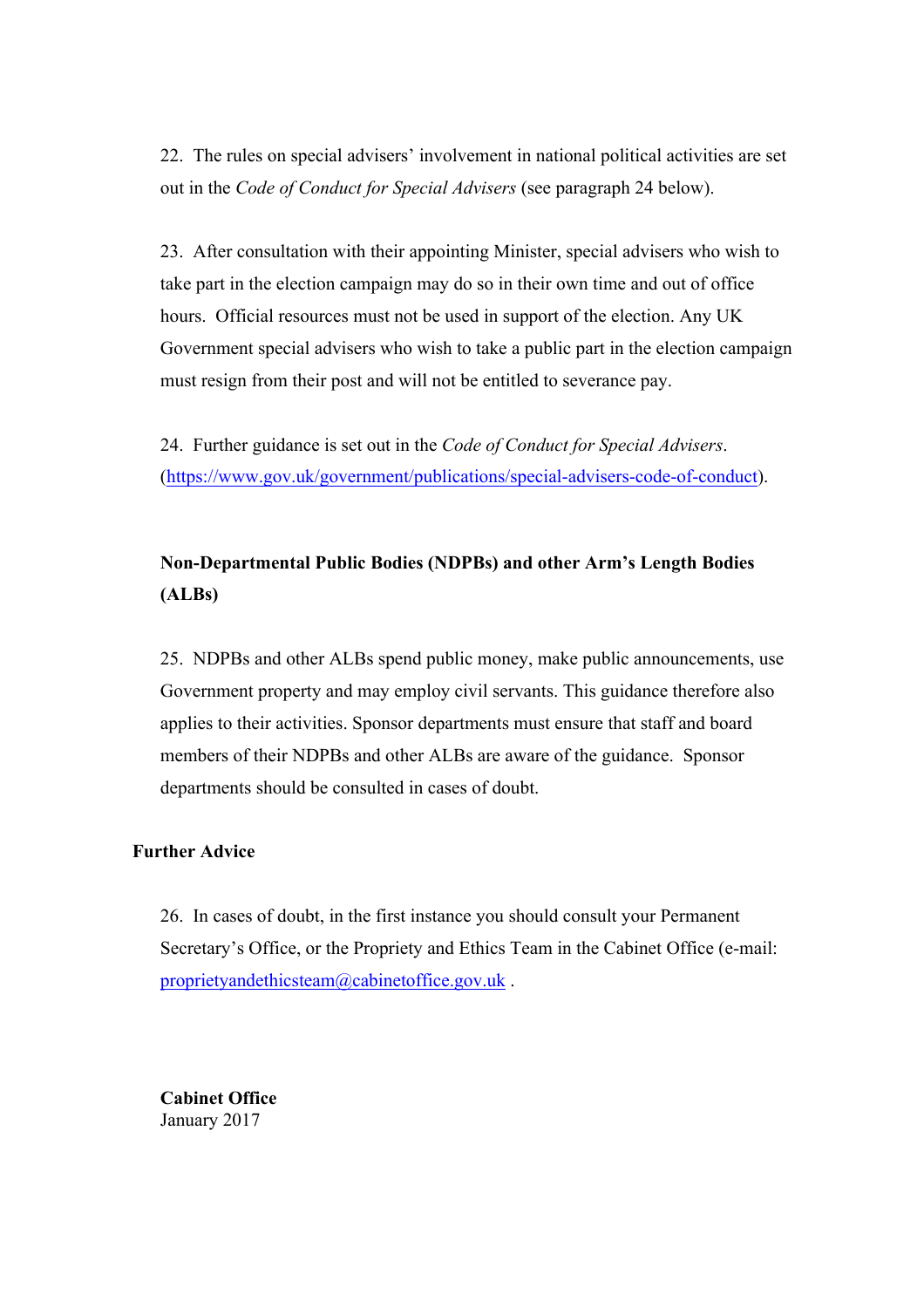22. The rules on special advisers' involvement in national political activities are set out in the *Code of Conduct for Special Advisers* (see paragraph 24 below).

23. After consultation with their appointing Minister, special advisers who wish to take part in the election campaign may do so in their own time and out of office hours. Official resources must not be used in support of the election. Any UK Government special advisers who wish to take a public part in the election campaign must resign from their post and will not be entitled to severance pay.

24. Further guidance is set out in the *Code of Conduct for Special Advisers*. (https://www.gov.uk/government/publications/special-advisers-code-of-conduct).

**Non-Departmental Public Bodies (NDPBs) and other Arm's Length Bodies (ALBs)**

25. NDPBs and other ALBs spend public money, make public announcements, use Government property and may employ civil servants. This guidance therefore also applies to their activities. Sponsor departments must ensure that staff and board members of their NDPBs and other ALBs are aware of the guidance. Sponsor departments should be consulted in cases of doubt.

## Further Advice

26. In cases of doubt, in the first instance you should consult your Permanent Secretary's Office, or the Propriety and Ethics Team in the Cabinet Office (e-mail: proprietyandethicsteam@cabinetoffice.gov.uk .

**Cabinet Office**
January 2017